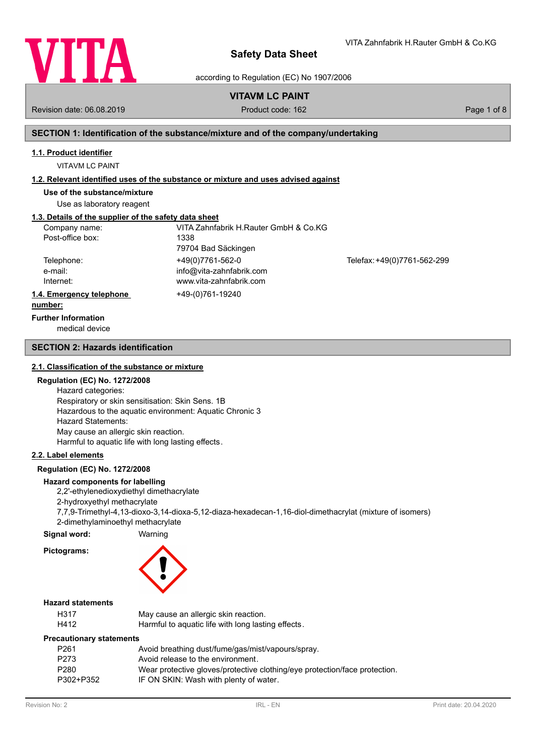# Safety Data Sheet

according to Regulation (EC) No 1907/2006

VITA Zahnfabrik H.Rauter GmbH & Co.KG

**VITAVM LC PAINT**

Revision date: 06.08.2019 | Product code: 162

## SECTION 1: Identification of the substance/mixture and of the company/undertaking

### 1.1. Product identifier

VITAVM LC PAINT

### 1.2. Relevant identified uses of the substance or mixture and uses advised against

**Use of the substance/mixture**

Use as laboratory reagent

### 1.3. Details of the supplier of the safety data sheet

| | | |
|---|---|---|
| Company name: | VITA Zahnfabrik H.Rauter GmbH & Co.KG | |
| Post-office box: | 1338<br>79704 Bad Säckingen | |
| Telephone: | +49(0)7761-562-0 | Telefax: +49(0)7761-562-299 |
| e-mail: | info@vita-zahnfabrik.com | |
| Internet: | www.vita-zahnfabrik.com | |

### 1.4. Emergency telephone number:

+49-(0)761-19240

**Further Information**

medical device

## SECTION 2: Hazards identification

### 2.1. Classification of the substance or mixture

**Regulation (EC) No. 1272/2008**

Hazard categories:
Respiratory or skin sensitisation: Skin Sens. 1B
Hazardous to the aquatic environment: Aquatic Chronic 3
Hazard Statements:
May cause an allergic skin reaction.
Harmful to aquatic life with long lasting effects.

### 2.2. Label elements

**Regulation (EC) No. 1272/2008**

**Hazard components for labelling**

2,2'-ethylenedioxydiethyl dimethacrylate
2-hydroxyethyl methacrylate
7,7,9-Trimethyl-4,13-dioxo-3,14-dioxa-5,12-diaza-hexadecan-1,16-diol-dimethacrylat (mixture of isomers)
2-dimethylaminoethyl methacrylate

**Signal word:** Warning

**Pictograms:**

**Hazard statements**

| | |
|---|---|
| H317 | May cause an allergic skin reaction. |
| H412 | Harmful to aquatic life with long lasting effects. |

**Precautionary statements**

| | |
|---|---|
| P261 | Avoid breathing dust/fume/gas/mist/vapours/spray. |
| P273 | Avoid release to the environment. |
| P280 | Wear protective gloves/protective clothing/eye protection/face protection. |
| P302+P352 | IF ON SKIN: Wash with plenty of water. |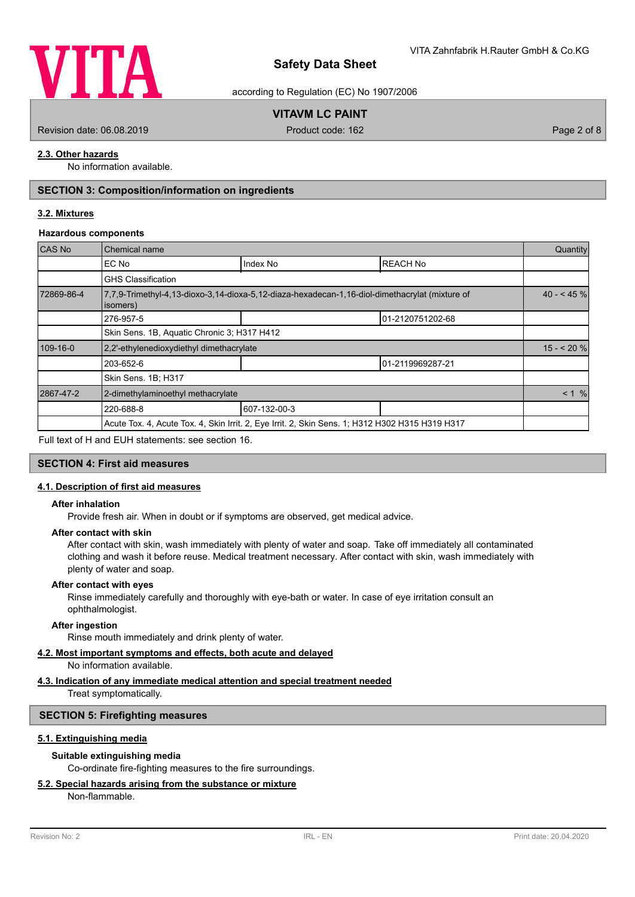### 2.3. Other hazards

No information available.

## SECTION 3: Composition/information on ingredients

### 3.2. Mixtures

**Hazardous components**

| CAS No | Chemical name | | | Quantity |
|---|---|---|---|---|
| | EC No | Index No | REACH No | |
| | GHS Classification | | | |
| 72869-86-4 | 7,7,9-Trimethyl-4,13-dioxo-3,14-dioxa-5,12-diaza-hexadecan-1,16-diol-dimethacrylat (mixture of isomers) | | | 40 - < 45 % |
| | 276-957-5 | | 01-2120751202-68 | |
| | Skin Sens. 1B, Aquatic Chronic 3; H317 H412 | | | |
| 109-16-0 | 2,2'-ethylenedioxydiethyl dimethacrylate | | | 15 - < 20 % |
| | 203-652-6 | | 01-2119969287-21 | |
| | Skin Sens. 1B; H317 | | | |
| 2867-47-2 | 2-dimethylaminoethyl methacrylate | | | < 1 % |
| | 220-688-8 | 607-132-00-3 | | |
| | Acute Tox. 4, Acute Tox. 4, Skin Irrit. 2, Eye Irrit. 2, Skin Sens. 1; H312 H302 H315 H319 H317 | | | |

Full text of H and EUH statements: see section 16.

## SECTION 4: First aid measures

### 4.1. Description of first aid measures

**After inhalation**

Provide fresh air. When in doubt or if symptoms are observed, get medical advice.

**After contact with skin**

After contact with skin, wash immediately with plenty of water and soap. Take off immediately all contaminated clothing and wash it before reuse. Medical treatment necessary. After contact with skin, wash immediately with plenty of water and soap.

**After contact with eyes**

Rinse immediately carefully and thoroughly with eye-bath or water. In case of eye irritation consult an ophthalmologist.

**After ingestion**

Rinse mouth immediately and drink plenty of water.

### 4.2. Most important symptoms and effects, both acute and delayed

No information available.

### 4.3. Indication of any immediate medical attention and special treatment needed

Treat symptomatically.

## SECTION 5: Firefighting measures

### 5.1. Extinguishing media

**Suitable extinguishing media**

Co-ordinate fire-fighting measures to the fire surroundings.

### 5.2. Special hazards arising from the substance or mixture

Non-flammable.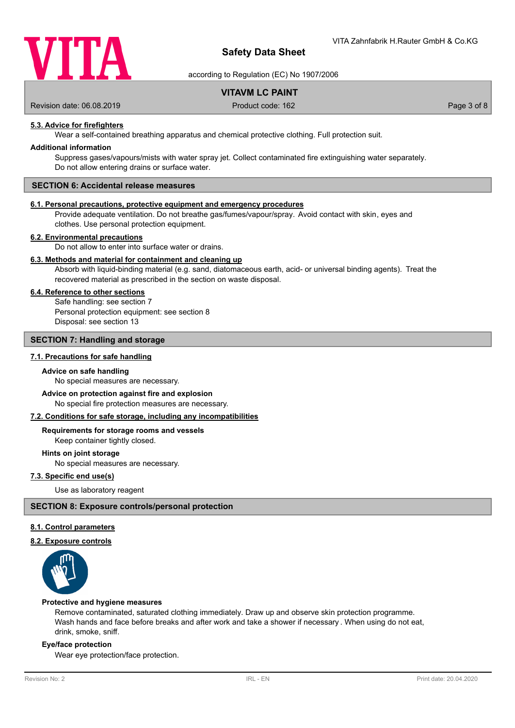### 5.3. Advice for firefighters

Wear a self-contained breathing apparatus and chemical protective clothing. Full protection suit.

**Additional information**

Suppress gases/vapours/mists with water spray jet. Collect contaminated fire extinguishing water separately. Do not allow entering drains or surface water.

## SECTION 6: Accidental release measures

### 6.1. Personal precautions, protective equipment and emergency procedures

Provide adequate ventilation. Do not breathe gas/fumes/vapour/spray. Avoid contact with skin, eyes and clothes. Use personal protection equipment.

### 6.2. Environmental precautions

Do not allow to enter into surface water or drains.

### 6.3. Methods and material for containment and cleaning up

Absorb with liquid-binding material (e.g. sand, diatomaceous earth, acid- or universal binding agents). Treat the recovered material as prescribed in the section on waste disposal.

### 6.4. Reference to other sections

Safe handling: see section 7
Personal protection equipment: see section 8
Disposal: see section 13

## SECTION 7: Handling and storage

### 7.1. Precautions for safe handling

**Advice on safe handling**

No special measures are necessary.

**Advice on protection against fire and explosion**

No special fire protection measures are necessary.

### 7.2. Conditions for safe storage, including any incompatibilities

**Requirements for storage rooms and vessels**

Keep container tightly closed.

**Hints on joint storage**

No special measures are necessary.

### 7.3. Specific end use(s)

Use as laboratory reagent

## SECTION 8: Exposure controls/personal protection

### 8.1. Control parameters

### 8.2. Exposure controls

**Protective and hygiene measures**

Remove contaminated, saturated clothing immediately. Draw up and observe skin protection programme. Wash hands and face before breaks and after work and take a shower if necessary . When using do not eat, drink, smoke, sniff.

**Eye/face protection**

Wear eye protection/face protection.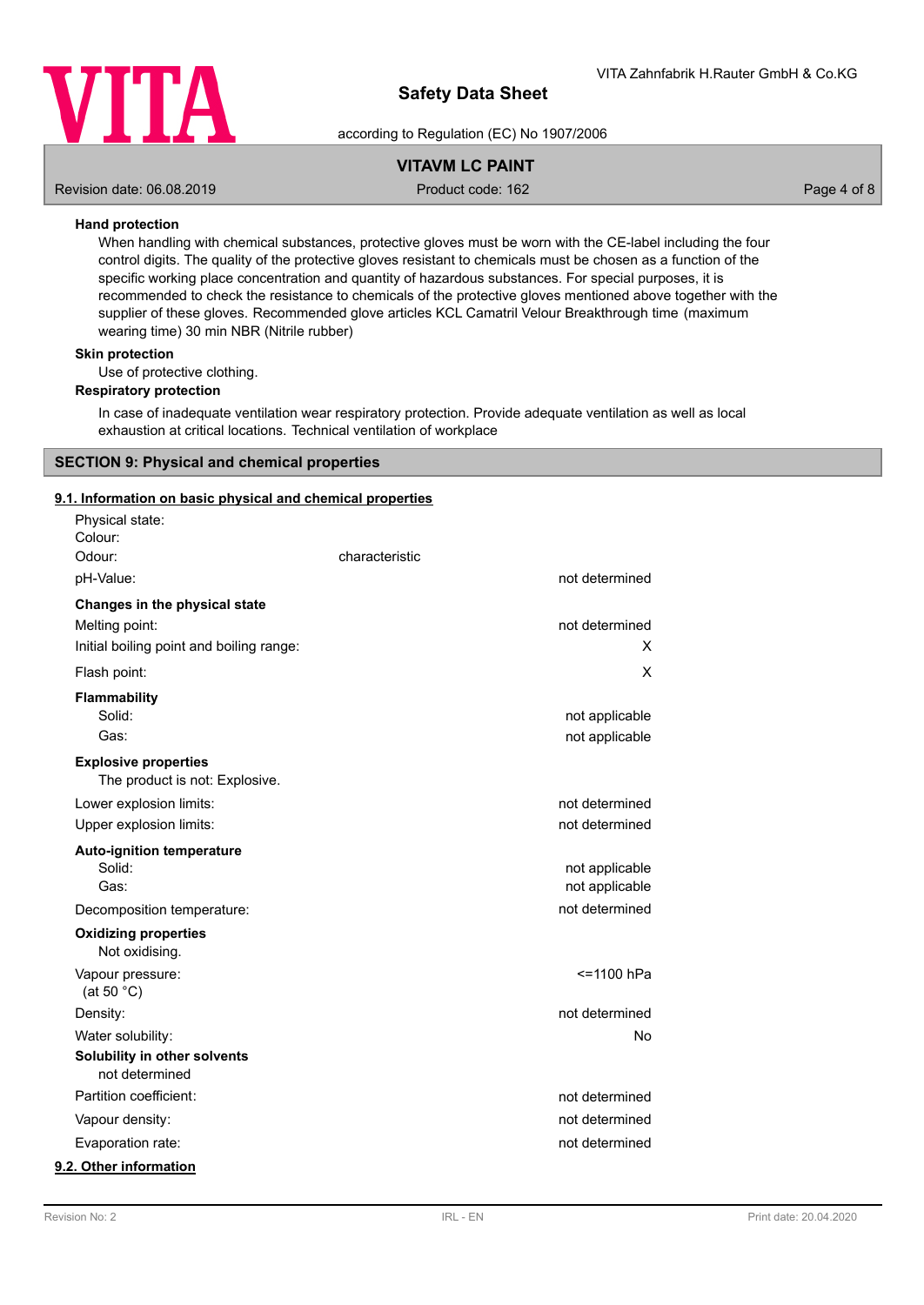**Hand protection**

When handling with chemical substances, protective gloves must be worn with the CE-label including the four control digits. The quality of the protective gloves resistant to chemicals must be chosen as a function of the specific working place concentration and quantity of hazardous substances. For special purposes, it is recommended to check the resistance to chemicals of the protective gloves mentioned above together with the supplier of these gloves. Recommended glove articles KCL Camatril Velour Breakthrough time (maximum wearing time) 30 min NBR (Nitrile rubber)

**Skin protection**

Use of protective clothing.

**Respiratory protection**

In case of inadequate ventilation wear respiratory protection. Provide adequate ventilation as well as local exhaustion at critical locations. Technical ventilation of workplace

## SECTION 9: Physical and chemical properties

### 9.1. Information on basic physical and chemical properties

| | | |
|---|---|---|
| Physical state: | | |
| Colour: | | |
| Odour: | characteristic | |
| pH-Value: | | not determined |
| **Changes in the physical state** | | |
| Melting point: | | not determined |
| Initial boiling point and boiling range: | | X |
| Flash point: | | X |
| **Flammability** | | |
| Solid: | | not applicable |
| Gas: | | not applicable |
| **Explosive properties** | | |
| The product is not: Explosive. | | |
| Lower explosion limits: | | not determined |
| Upper explosion limits: | | not determined |
| **Auto-ignition temperature** | | |
| Solid: | | not applicable |
| Gas: | | not applicable |
| Decomposition temperature: | | not determined |
| **Oxidizing properties** | | |
| Not oxidising. | | |
| Vapour pressure: (at 50 °C) | | <=1100 hPa |
| Density: | | not determined |
| Water solubility: | | No |
| **Solubility in other solvents** | | |
| not determined | | |
| Partition coefficient: | | not determined |
| Vapour density: | | not determined |
| Evaporation rate: | | not determined |

### 9.2. Other information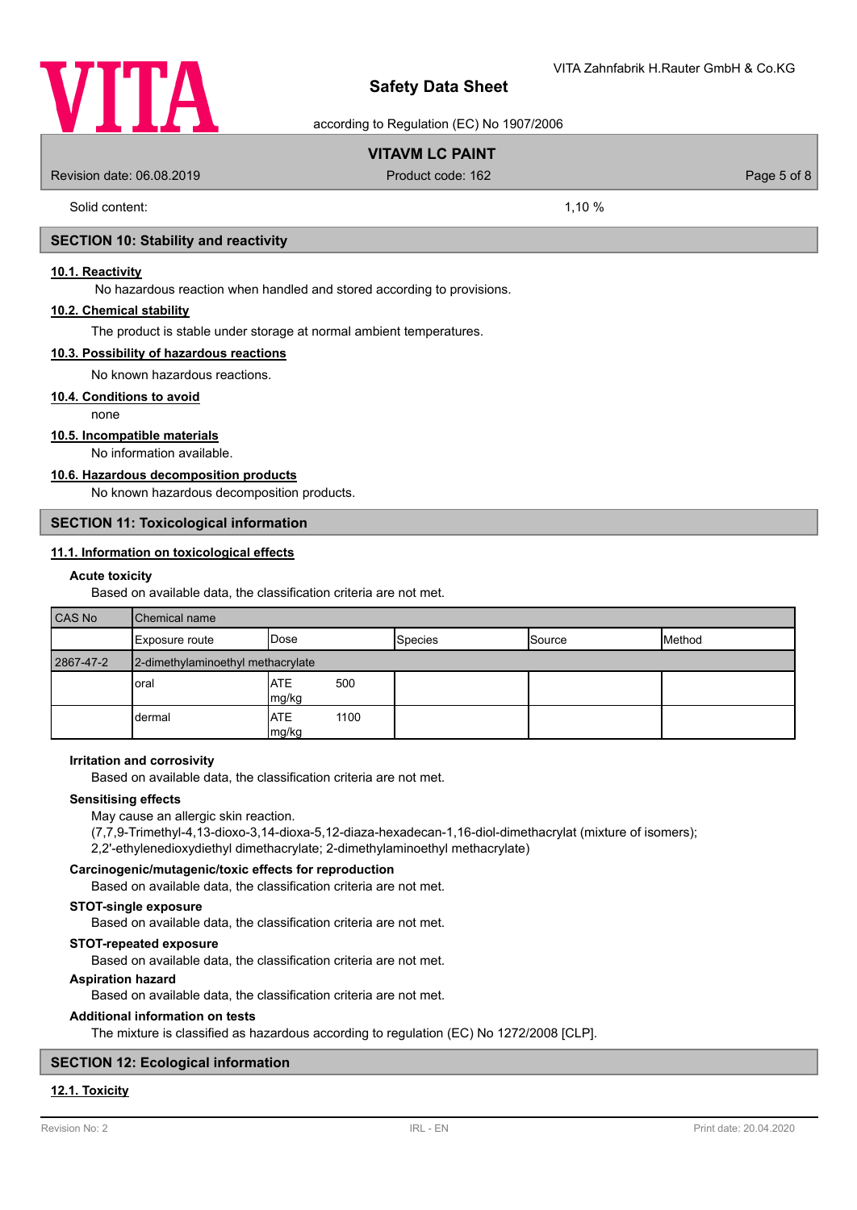Solid content: 1,10 %

## SECTION 10: Stability and reactivity

### 10.1. Reactivity

No hazardous reaction when handled and stored according to provisions.

### 10.2. Chemical stability

The product is stable under storage at normal ambient temperatures.

### 10.3. Possibility of hazardous reactions

No known hazardous reactions.

### 10.4. Conditions to avoid

none

### 10.5. Incompatible materials

No information available.

### 10.6. Hazardous decomposition products

No known hazardous decomposition products.

## SECTION 11: Toxicological information

### 11.1. Information on toxicological effects

**Acute toxicity**

Based on available data, the classification criteria are not met.

| CAS No | Chemical name | | | | |
|---|---|---|---|---|---|
| | Exposure route | Dose | Species | Source | Method |
| 2867-47-2 | 2-dimethylaminoethyl methacrylate | | | | |
| | oral | ATE 500 mg/kg | | | |
| | dermal | ATE 1100 mg/kg | | | |

**Irritation and corrosivity**

Based on available data, the classification criteria are not met.

**Sensitising effects**

May cause an allergic skin reaction.
(7,7,9-Trimethyl-4,13-dioxo-3,14-dioxa-5,12-diaza-hexadecan-1,16-diol-dimethacrylat (mixture of isomers); 2,2'-ethylenedioxydiethyl dimethacrylate; 2-dimethylaminoethyl methacrylate)

**Carcinogenic/mutagenic/toxic effects for reproduction**

Based on available data, the classification criteria are not met.

**STOT-single exposure**

Based on available data, the classification criteria are not met.

**STOT-repeated exposure**

Based on available data, the classification criteria are not met.

**Aspiration hazard**

Based on available data, the classification criteria are not met.

**Additional information on tests**

The mixture is classified as hazardous according to regulation (EC) No 1272/2008 [CLP].

## SECTION 12: Ecological information

### 12.1. Toxicity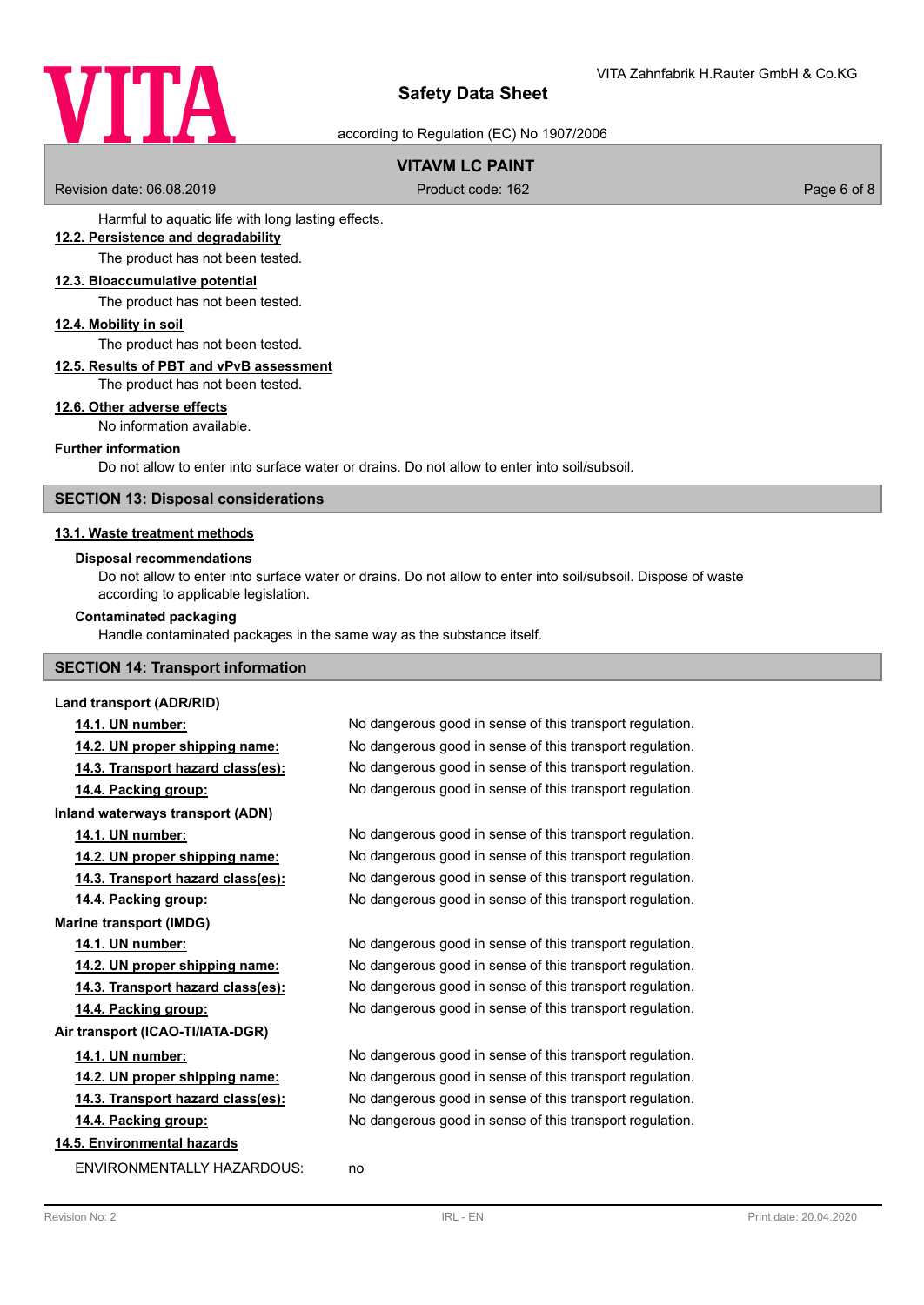Harmful to aquatic life with long lasting effects.

### 12.2. Persistence and degradability

The product has not been tested.

### 12.3. Bioaccumulative potential

The product has not been tested.

### 12.4. Mobility in soil

The product has not been tested.

### 12.5. Results of PBT and vPvB assessment

The product has not been tested.

### 12.6. Other adverse effects

No information available.

**Further information**

Do not allow to enter into surface water or drains. Do not allow to enter into soil/subsoil.

## SECTION 13: Disposal considerations

### 13.1. Waste treatment methods

**Disposal recommendations**

Do not allow to enter into surface water or drains. Do not allow to enter into soil/subsoil. Dispose of waste according to applicable legislation.

**Contaminated packaging**

Handle contaminated packages in the same way as the substance itself.

## SECTION 14: Transport information

**Land transport (ADR/RID)**

| | |
|---|---|
| **14.1. UN number:** | No dangerous good in sense of this transport regulation. |
| **14.2. UN proper shipping name:** | No dangerous good in sense of this transport regulation. |
| **14.3. Transport hazard class(es):** | No dangerous good in sense of this transport regulation. |
| **14.4. Packing group:** | No dangerous good in sense of this transport regulation. |

**Inland waterways transport (ADN)**

| | |
|---|---|
| **14.1. UN number:** | No dangerous good in sense of this transport regulation. |
| **14.2. UN proper shipping name:** | No dangerous good in sense of this transport regulation. |
| **14.3. Transport hazard class(es):** | No dangerous good in sense of this transport regulation. |
| **14.4. Packing group:** | No dangerous good in sense of this transport regulation. |

**Marine transport (IMDG)**

| | |
|---|---|
| **14.1. UN number:** | No dangerous good in sense of this transport regulation. |
| **14.2. UN proper shipping name:** | No dangerous good in sense of this transport regulation. |
| **14.3. Transport hazard class(es):** | No dangerous good in sense of this transport regulation. |
| **14.4. Packing group:** | No dangerous good in sense of this transport regulation. |

**Air transport (ICAO-TI/IATA-DGR)**

| | |
|---|---|
| **14.1. UN number:** | No dangerous good in sense of this transport regulation. |
| **14.2. UN proper shipping name:** | No dangerous good in sense of this transport regulation. |
| **14.3. Transport hazard class(es):** | No dangerous good in sense of this transport regulation. |
| **14.4. Packing group:** | No dangerous good in sense of this transport regulation. |

### 14.5. Environmental hazards

ENVIRONMENTALLY HAZARDOUS: no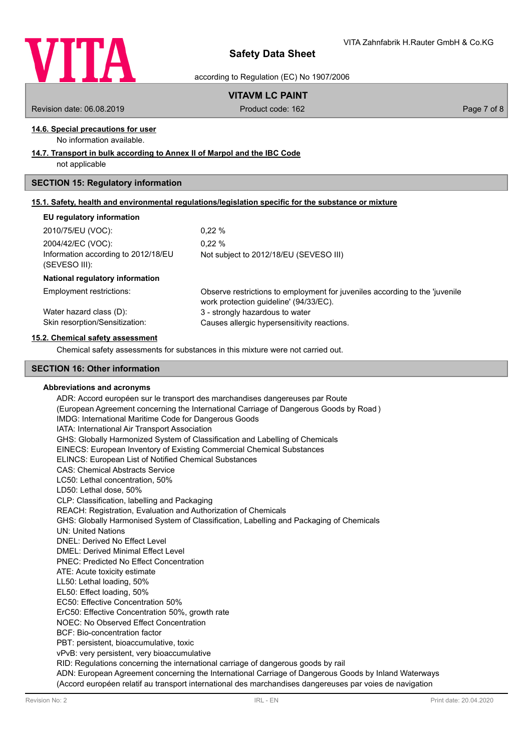#### 14.6. Special precautions for user

No information available.

#### 14.7. Transport in bulk according to Annex II of Marpol and the IBC Code

not applicable

## SECTION 15: Regulatory information

#### 15.1. Safety, health and environmental regulations/legislation specific for the substance or mixture

**EU regulatory information**

| | |
|---|---|
| 2010/75/EU (VOC): | 0,22 % |
| 2004/42/EC (VOC): | 0,22 % |
| Information according to 2012/18/EU (SEVESO III): | Not subject to 2012/18/EU (SEVESO III) |

**National regulatory information**

| | |
|---|---|
| Employment restrictions: | Observe restrictions to employment for juveniles according to the 'juvenile work protection guideline' (94/33/EC). |
| Water hazard class (D): | 3 - strongly hazardous to water |
| Skin resorption/Sensitization: | Causes allergic hypersensitivity reactions. |

#### 15.2. Chemical safety assessment

Chemical safety assessments for substances in this mixture were not carried out.

## SECTION 16: Other information

**Abbreviations and acronyms**

ADR: Accord européen sur le transport des marchandises dangereuses par Route
(European Agreement concerning the International Carriage of Dangerous Goods by Road )
IMDG: International Maritime Code for Dangerous Goods
IATA: International Air Transport Association
GHS: Globally Harmonized System of Classification and Labelling of Chemicals
EINECS: European Inventory of Existing Commercial Chemical Substances
ELINCS: European List of Notified Chemical Substances
CAS: Chemical Abstracts Service
LC50: Lethal concentration, 50%
LD50: Lethal dose, 50%
CLP: Classification, labelling and Packaging
REACH: Registration, Evaluation and Authorization of Chemicals
GHS: Globally Harmonised System of Classification, Labelling and Packaging of Chemicals
UN: United Nations
DNEL: Derived No Effect Level
DMEL: Derived Minimal Effect Level
PNEC: Predicted No Effect Concentration
ATE: Acute toxicity estimate
LL50: Lethal loading, 50%
EL50: Effect loading, 50%
EC50: Effective Concentration 50%
ErC50: Effective Concentration 50%, growth rate
NOEC: No Observed Effect Concentration
BCF: Bio-concentration factor
PBT: persistent, bioaccumulative, toxic
vPvB: very persistent, very bioaccumulative
RID: Regulations concerning the international carriage of dangerous goods by rail
ADN: European Agreement concerning the International Carriage of Dangerous Goods by Inland Waterways
(Accord européen relatif au transport international des marchandises dangereuses par voies de navigation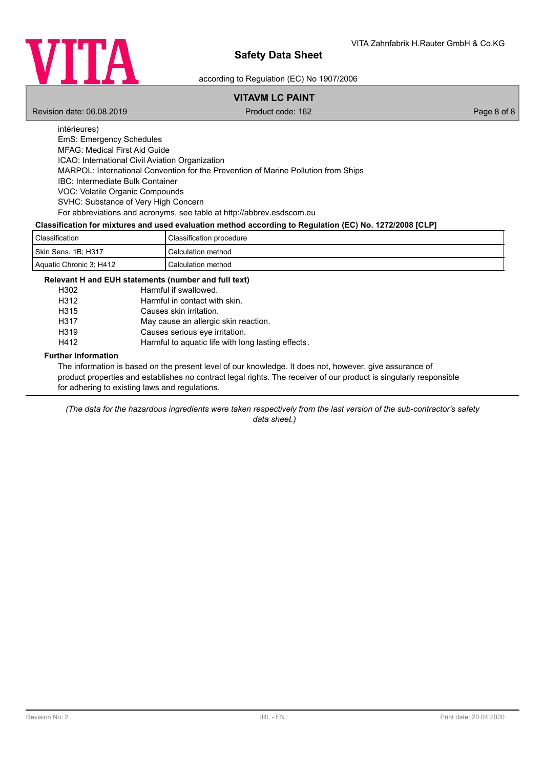intérieures)
EmS: Emergency Schedules
MFAG: Medical First Aid Guide
ICAO: International Civil Aviation Organization
MARPOL: International Convention for the Prevention of Marine Pollution from Ships
IBC: Intermediate Bulk Container
VOC: Volatile Organic Compounds
SVHC: Substance of Very High Concern
For abbreviations and acronyms, see table at http://abbrev.esdscom.eu

**Classification for mixtures and used evaluation method according to Regulation (EC) No. 1272/2008 [CLP]**

| Classification | Classification procedure |
|---|---|
| Skin Sens. 1B; H317 | Calculation method |
| Aquatic Chronic 3; H412 | Calculation method |

**Relevant H and EUH statements (number and full text)**

| | |
|---|---|
| H302 | Harmful if swallowed. |
| H312 | Harmful in contact with skin. |
| H315 | Causes skin irritation. |
| H317 | May cause an allergic skin reaction. |
| H319 | Causes serious eye irritation. |
| H412 | Harmful to aquatic life with long lasting effects. |

**Further Information**

The information is based on the present level of our knowledge. It does not, however, give assurance of product properties and establishes no contract legal rights. The receiver of our product is singularly responsible for adhering to existing laws and regulations.

*(The data for the hazardous ingredients were taken respectively from the last version of the sub-contractor's safety data sheet.)*